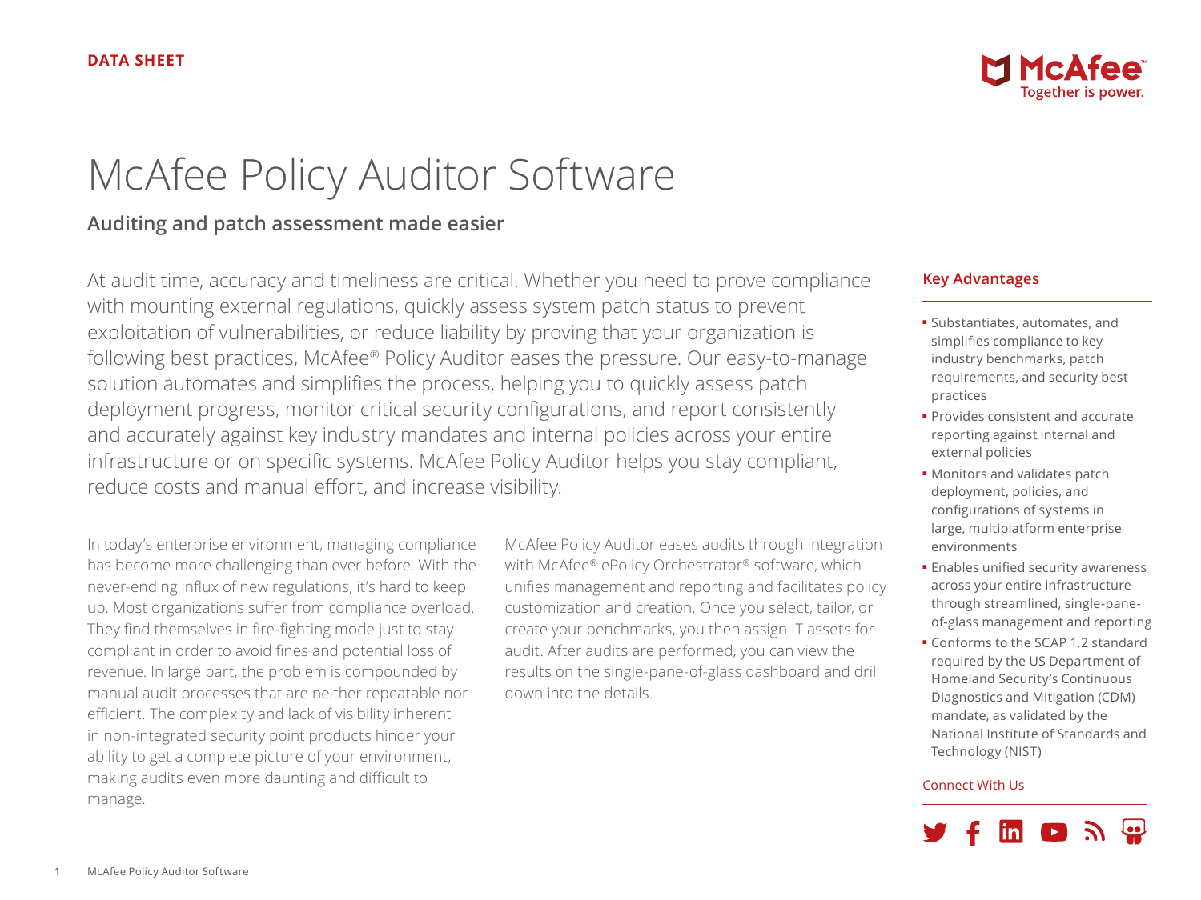DATA SHEET

# McAfee Policy Auditor Software

## Auditing and patch assessment made easier

At audit time, accuracy and timeliness are critical. Whether you need to prove compliance with mounting external regulations, quickly assess system patch status to prevent exploitation of vulnerabilities, or reduce liability by proving that your organization is following best practices, McAfee® Policy Auditor eases the pressure. Our easy-to-manage solution automates and simplifies the process, helping you to quickly assess patch deployment progress, monitor critical security configurations, and report consistently and accurately against key industry mandates and internal policies across your entire infrastructure or on specific systems. McAfee Policy Auditor helps you stay compliant, reduce costs and manual effort, and increase visibility.

In today's enterprise environment, managing compliance has become more challenging than ever before. With the never-ending influx of new regulations, it's hard to keep up. Most organizations suffer from compliance overload. They find themselves in fire-fighting mode just to stay compliant in order to avoid fines and potential loss of revenue. In large part, the problem is compounded by manual audit processes that are neither repeatable nor efficient. The complexity and lack of visibility inherent in non-integrated security point products hinder your ability to get a complete picture of your environment, making audits even more daunting and difficult to manage.

McAfee Policy Auditor eases audits through integration with McAfee® ePolicy Orchestrator® software, which unifies management and reporting and facilitates policy customization and creation. Once you select, tailor, or create your benchmarks, you then assign IT assets for audit. After audits are performed, you can view the results on the single-pane-of-glass dashboard and drill down into the details.

### Key Advantages

- Substantiates, automates, and simplifies compliance to key industry benchmarks, patch requirements, and security best practices
- Provides consistent and accurate reporting against internal and external policies
- Monitors and validates patch deployment, policies, and configurations of systems in large, multiplatform enterprise environments
- Enables unified security awareness across your entire infrastructure through streamlined, single-pane-of-glass management and reporting
- Conforms to the SCAP 1.2 standard required by the US Department of Homeland Security's Continuous Diagnostics and Mitigation (CDM) mandate, as validated by the National Institute of Standards and Technology (NIST)

Connect With Us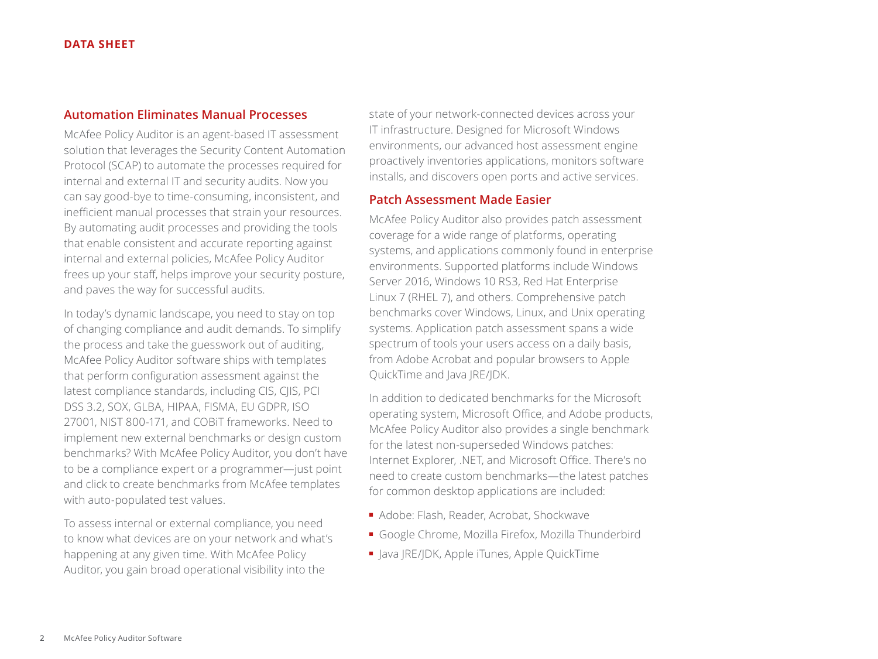## Automation Eliminates Manual Processes

McAfee Policy Auditor is an agent-based IT assessment solution that leverages the Security Content Automation Protocol (SCAP) to automate the processes required for internal and external IT and security audits. Now you can say good-bye to time-consuming, inconsistent, and inefficient manual processes that strain your resources. By automating audit processes and providing the tools that enable consistent and accurate reporting against internal and external policies, McAfee Policy Auditor frees up your staff, helps improve your security posture, and paves the way for successful audits.

In today's dynamic landscape, you need to stay on top of changing compliance and audit demands. To simplify the process and take the guesswork out of auditing, McAfee Policy Auditor software ships with templates that perform configuration assessment against the latest compliance standards, including CIS, CJIS, PCI DSS 3.2, SOX, GLBA, HIPAA, FISMA, EU GDPR, ISO 27001, NIST 800-171, and COBiT frameworks. Need to implement new external benchmarks or design custom benchmarks? With McAfee Policy Auditor, you don't have to be a compliance expert or a programmer—just point and click to create benchmarks from McAfee templates with auto-populated test values.

To assess internal or external compliance, you need to know what devices are on your network and what's happening at any given time. With McAfee Policy Auditor, you gain broad operational visibility into the state of your network-connected devices across your IT infrastructure. Designed for Microsoft Windows environments, our advanced host assessment engine proactively inventories applications, monitors software installs, and discovers open ports and active services.

## Patch Assessment Made Easier

McAfee Policy Auditor also provides patch assessment coverage for a wide range of platforms, operating systems, and applications commonly found in enterprise environments. Supported platforms include Windows Server 2016, Windows 10 RS3, Red Hat Enterprise Linux 7 (RHEL 7), and others. Comprehensive patch benchmarks cover Windows, Linux, and Unix operating systems. Application patch assessment spans a wide spectrum of tools your users access on a daily basis, from Adobe Acrobat and popular browsers to Apple QuickTime and Java JRE/JDK.

In addition to dedicated benchmarks for the Microsoft operating system, Microsoft Office, and Adobe products, McAfee Policy Auditor also provides a single benchmark for the latest non-superseded Windows patches: Internet Explorer, .NET, and Microsoft Office. There's no need to create custom benchmarks—the latest patches for common desktop applications are included:

- Adobe: Flash, Reader, Acrobat, Shockwave
- Google Chrome, Mozilla Firefox, Mozilla Thunderbird
- Java JRE/JDK, Apple iTunes, Apple QuickTime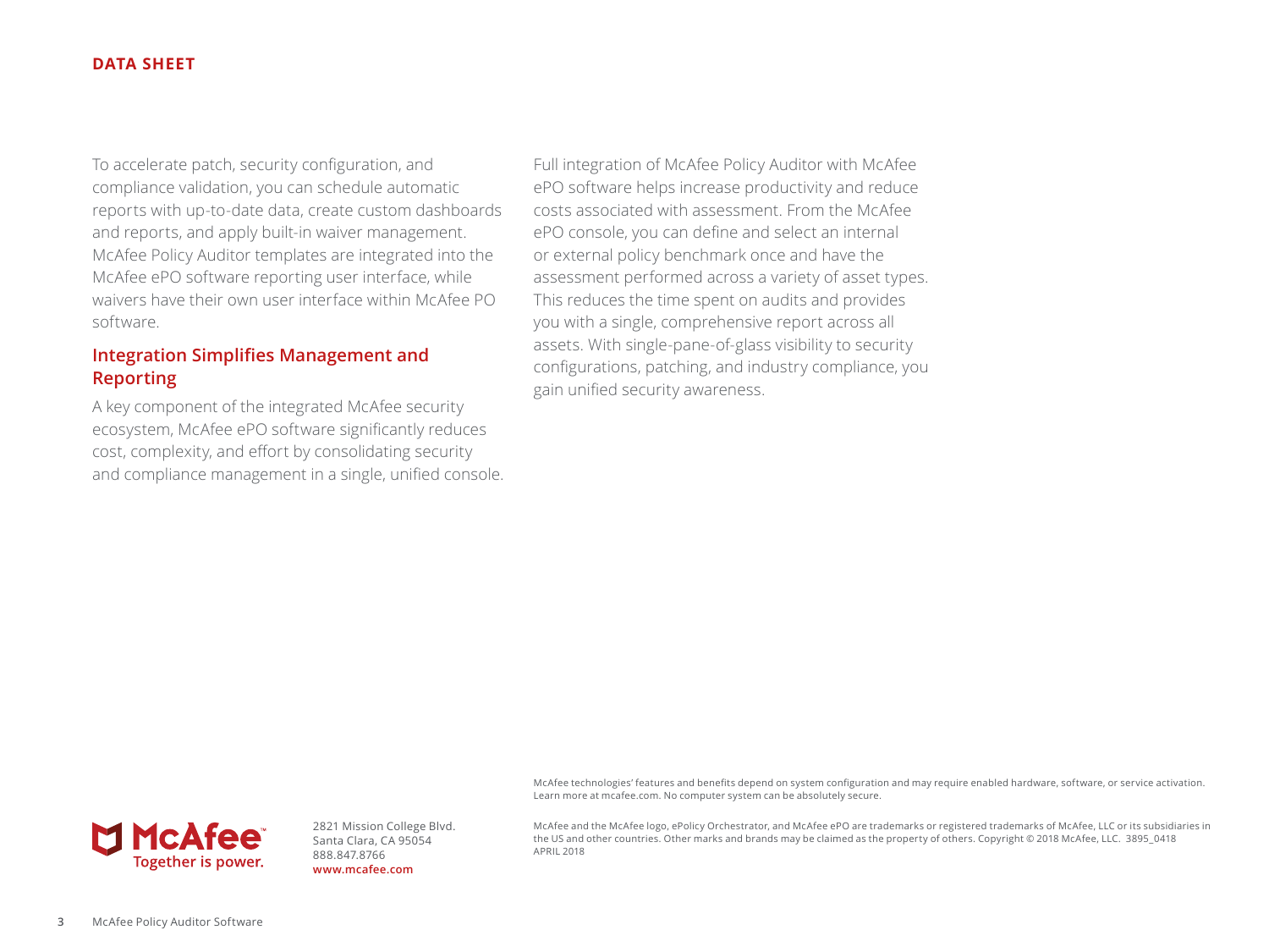To accelerate patch, security configuration, and compliance validation, you can schedule automatic reports with up-to-date data, create custom dashboards and reports, and apply built-in waiver management. McAfee Policy Auditor templates are integrated into the McAfee ePO software reporting user interface, while waivers have their own user interface within McAfee PO software.

## Integration Simplifies Management and Reporting

A key component of the integrated McAfee security ecosystem, McAfee ePO software significantly reduces cost, complexity, and effort by consolidating security and compliance management in a single, unified console.

Full integration of McAfee Policy Auditor with McAfee ePO software helps increase productivity and reduce costs associated with assessment. From the McAfee ePO console, you can define and select an internal or external policy benchmark once and have the assessment performed across a variety of asset types. This reduces the time spent on audits and provides you with a single, comprehensive report across all assets. With single-pane-of-glass visibility to security configurations, patching, and industry compliance, you gain unified security awareness.

McAfee
Together is power.

2821 Mission College Blvd.
Santa Clara, CA 95054
888.847.8766
**www.mcafee.com**

McAfee technologies' features and benefits depend on system configuration and may require enabled hardware, software, or service activation. Learn more at mcafee.com. No computer system can be absolutely secure.

McAfee and the McAfee logo, ePolicy Orchestrator, and McAfee ePO are trademarks or registered trademarks of McAfee, LLC or its subsidiaries in the US and other countries. Other marks and brands may be claimed as the property of others. Copyright © 2018 McAfee, LLC. 3895_0418
APRIL 2018